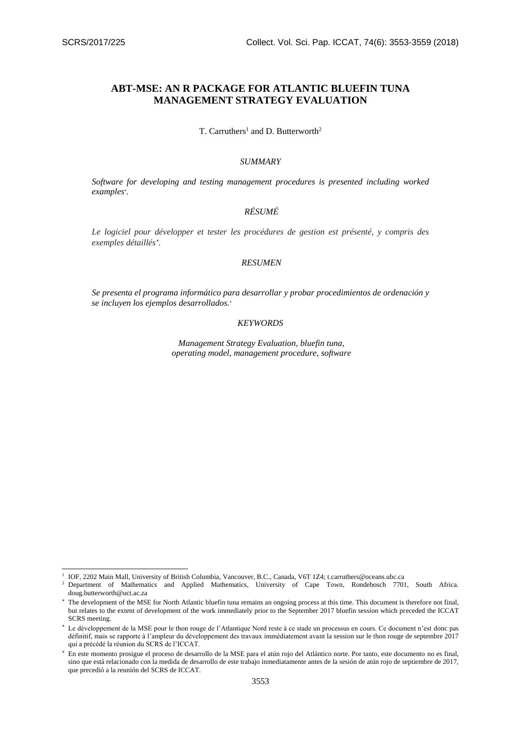# ABT-MSE: AN R PACKAGE FOR ATLANTIC BLUEFIN TUNA MANAGEMENT STRATEGY EVALUATION

T. Carruthers[1] and D. Butterworth[2]

## *SUMMARY*

*Software for developing and testing management procedures is presented including worked examples*[*].

## *RÉSUMÉ*

*Le logiciel pour développer et tester les procédures de gestion est présenté, y compris des exemples détaillés*[*].

## *RESUMEN*

*Se presenta el programa informático para desarrollar y probar procedimientos de ordenación y se incluyen los ejemplos desarrollados.*[*]

## *KEYWORDS*

*Management Strategy Evaluation, bluefin tuna, operating model, management procedure, software*

---

[1] IOF, 2202 Main Mall, University of British Columbia, Vancouver, B.C., Canada, V6T 1Z4; t.carruthers@oceans.ubc.ca

[2] Department of Mathematics and Applied Mathematics, University of Cape Town, Rondebosch 7701, South Africa. doug.butterworth@uct.ac.za

[*] The development of the MSE for North Atlantic bluefin tuna remains an ongoing process at this time. This document is therefore not final, but relates to the extent of development of the work immediately prior to the September 2017 bluefin session which preceded the ICCAT SCRS meeting.

[*] Le développement de la MSE pour le thon rouge de l'Atlantique Nord reste à ce stade un processus en cours. Ce document n'est donc pas définitif, mais se rapporte à l'ampleur du développement des travaux immédiatement avant la session sur le thon rouge de septembre 2017 qui a précédé la réunion du SCRS de l'ICCAT.

[*] En este momento prosigue el proceso de desarrollo de la MSE para el atún rojo del Atlántico norte. Por tanto, este documento no es final, sino que está relacionado con la medida de desarrollo de este trabajo inmediatamente antes de la sesión de atún rojo de septiembre de 2017, que precedió a la reunión del SCRS de ICCAT.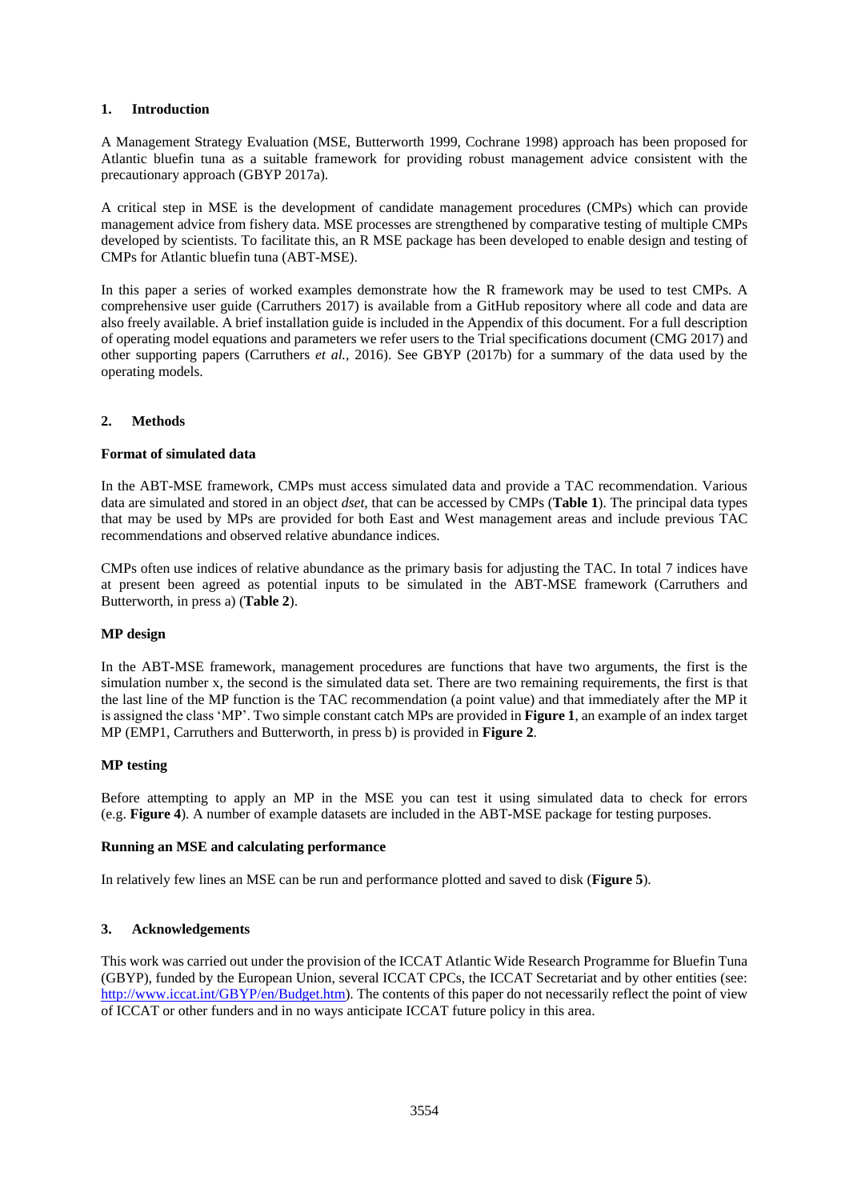## 1. Introduction

A Management Strategy Evaluation (MSE, Butterworth 1999, Cochrane 1998) approach has been proposed for Atlantic bluefin tuna as a suitable framework for providing robust management advice consistent with the precautionary approach (GBYP 2017a).

A critical step in MSE is the development of candidate management procedures (CMPs) which can provide management advice from fishery data. MSE processes are strengthened by comparative testing of multiple CMPs developed by scientists. To facilitate this, an R MSE package has been developed to enable design and testing of CMPs for Atlantic bluefin tuna (ABT-MSE).

In this paper a series of worked examples demonstrate how the R framework may be used to test CMPs. A comprehensive user guide (Carruthers 2017) is available from a GitHub repository where all code and data are also freely available. A brief installation guide is included in the Appendix of this document. For a full description of operating model equations and parameters we refer users to the Trial specifications document (CMG 2017) and other supporting papers (Carruthers *et al.*, 2016). See GBYP (2017b) for a summary of the data used by the operating models.

## 2. Methods

### Format of simulated data

In the ABT-MSE framework, CMPs must access simulated data and provide a TAC recommendation. Various data are simulated and stored in an object *dset*, that can be accessed by CMPs (**Table 1**). The principal data types that may be used by MPs are provided for both East and West management areas and include previous TAC recommendations and observed relative abundance indices.

CMPs often use indices of relative abundance as the primary basis for adjusting the TAC. In total 7 indices have at present been agreed as potential inputs to be simulated in the ABT-MSE framework (Carruthers and Butterworth, in press a) (**Table 2**).

### MP design

In the ABT-MSE framework, management procedures are functions that have two arguments, the first is the simulation number x, the second is the simulated data set. There are two remaining requirements, the first is that the last line of the MP function is the TAC recommendation (a point value) and that immediately after the MP it is assigned the class 'MP'. Two simple constant catch MPs are provided in **Figure 1**, an example of an index target MP (EMP1, Carruthers and Butterworth, in press b) is provided in **Figure 2**.

### MP testing

Before attempting to apply an MP in the MSE you can test it using simulated data to check for errors (e.g. **Figure 4**). A number of example datasets are included in the ABT-MSE package for testing purposes.

### Running an MSE and calculating performance

In relatively few lines an MSE can be run and performance plotted and saved to disk (**Figure 5**).

## 3. Acknowledgements

This work was carried out under the provision of the ICCAT Atlantic Wide Research Programme for Bluefin Tuna (GBYP), funded by the European Union, several ICCAT CPCs, the ICCAT Secretariat and by other entities (see: http://www.iccat.int/GBYP/en/Budget.htm). The contents of this paper do not necessarily reflect the point of view of ICCAT or other funders and in no ways anticipate ICCAT future policy in this area.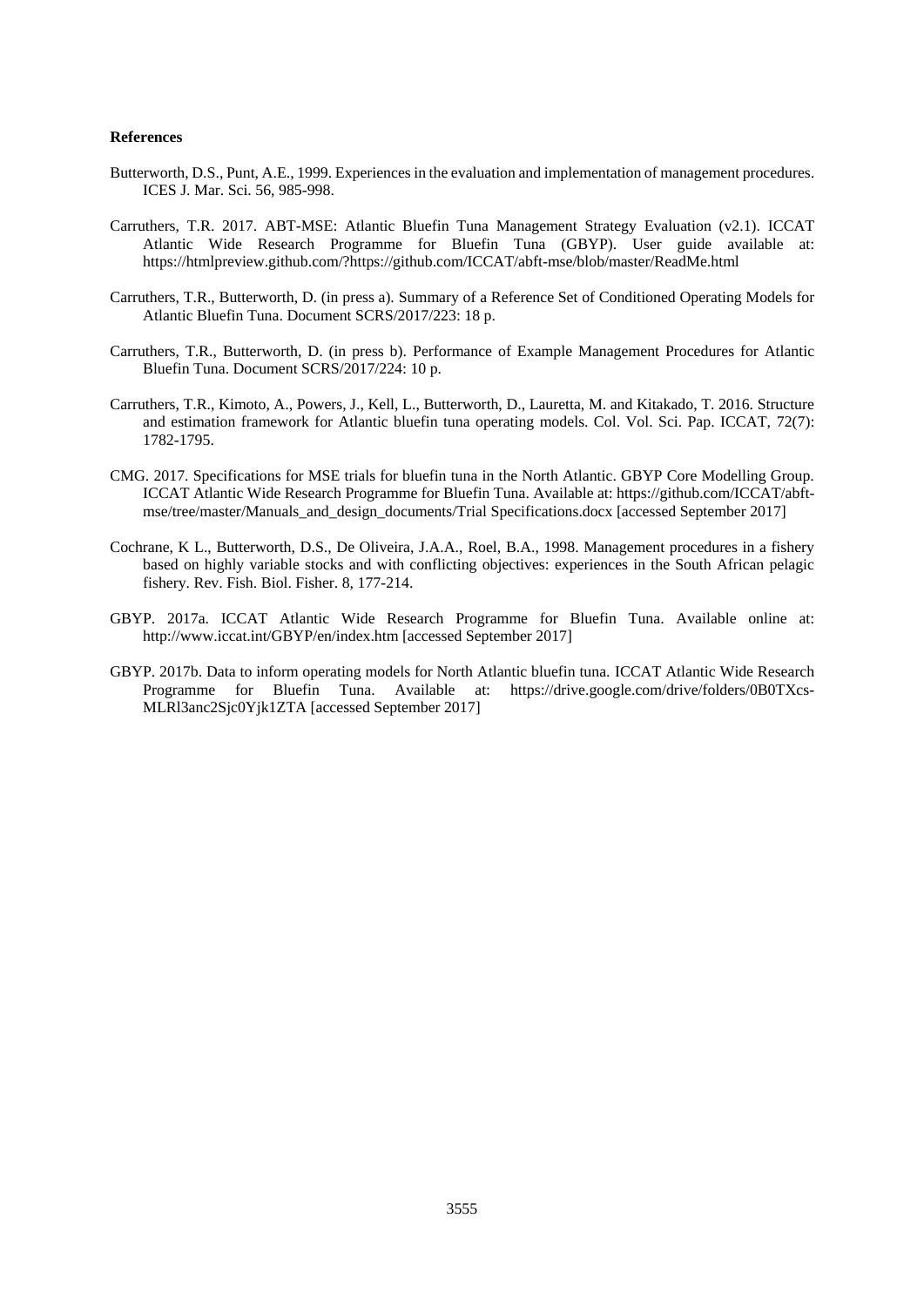**References**

Butterworth, D.S., Punt, A.E., 1999. Experiences in the evaluation and implementation of management procedures. ICES J. Mar. Sci. 56, 985-998.

Carruthers, T.R. 2017. ABT-MSE: Atlantic Bluefin Tuna Management Strategy Evaluation (v2.1). ICCAT Atlantic Wide Research Programme for Bluefin Tuna (GBYP). User guide available at: https://htmlpreview.github.com/?https://github.com/ICCAT/abft-mse/blob/master/ReadMe.html

Carruthers, T.R., Butterworth, D. (in press a). Summary of a Reference Set of Conditioned Operating Models for Atlantic Bluefin Tuna. Document SCRS/2017/223: 18 p.

Carruthers, T.R., Butterworth, D. (in press b). Performance of Example Management Procedures for Atlantic Bluefin Tuna. Document SCRS/2017/224: 10 p.

Carruthers, T.R., Kimoto, A., Powers, J., Kell, L., Butterworth, D., Lauretta, M. and Kitakado, T. 2016. Structure and estimation framework for Atlantic bluefin tuna operating models. Col. Vol. Sci. Pap. ICCAT, 72(7): 1782-1795.

CMG. 2017. Specifications for MSE trials for bluefin tuna in the North Atlantic. GBYP Core Modelling Group. ICCAT Atlantic Wide Research Programme for Bluefin Tuna. Available at: https://github.com/ICCAT/abft-mse/tree/master/Manuals_and_design_documents/Trial Specifications.docx [accessed September 2017]

Cochrane, K L., Butterworth, D.S., De Oliveira, J.A.A., Roel, B.A., 1998. Management procedures in a fishery based on highly variable stocks and with conflicting objectives: experiences in the South African pelagic fishery. Rev. Fish. Biol. Fisher. 8, 177-214.

GBYP. 2017a. ICCAT Atlantic Wide Research Programme for Bluefin Tuna. Available online at: http://www.iccat.int/GBYP/en/index.htm [accessed September 2017]

GBYP. 2017b. Data to inform operating models for North Atlantic bluefin tuna. ICCAT Atlantic Wide Research Programme for Bluefin Tuna. Available at: https://drive.google.com/drive/folders/0B0TXcs-MLRl3anc2Sjc0Yjk1ZTA [accessed September 2017]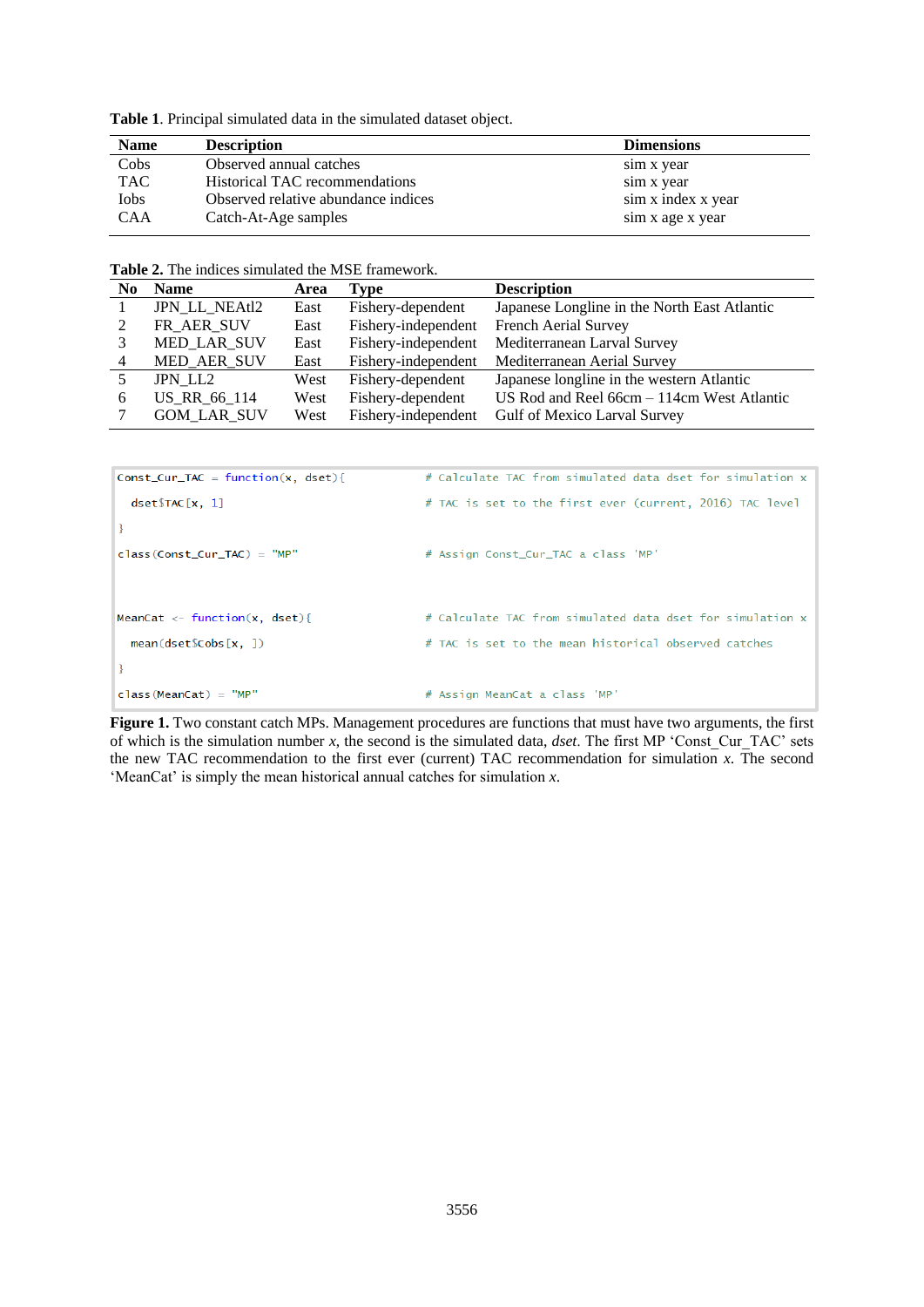**Table 1**. Principal simulated data in the simulated dataset object.

| Name | Description | Dimensions |
|---|---|---|
| Cobs | Observed annual catches | sim x year |
| TAC | Historical TAC recommendations | sim x year |
| Iobs | Observed relative abundance indices | sim x index x year |
| CAA | Catch-At-Age samples | sim x age x year |

**Table 2.** The indices simulated the MSE framework.

| No | Name | Area | Type | Description |
|---|---|---|---|---|
| 1 | JPN_LL_NEAtl2 | East | Fishery-dependent | Japanese Longline in the North East Atlantic |
| 2 | FR_AER_SUV | East | Fishery-independent | French Aerial Survey |
| 3 | MED_LAR_SUV | East | Fishery-independent | Mediterranean Larval Survey |
| 4 | MED_AER_SUV | East | Fishery-independent | Mediterranean Aerial Survey |
| 5 | JPN_LL2 | West | Fishery-dependent | Japanese longline in the western Atlantic |
| 6 | US_RR_66_114 | West | Fishery-dependent | US Rod and Reel 66cm – 114cm West Atlantic |
| 7 | GOM_LAR_SUV | West | Fishery-independent | Gulf of Mexico Larval Survey |

```
Const_Cur_TAC = function(x, dset){            # Calculate TAC from simulated data dset for simulation x
  dset$TAC[x, 1]                              # TAC is set to the first ever (current, 2016) TAC level
}
class(Const_Cur_TAC) = "MP"                   # Assign Const_Cur_TAC a class 'MP'


MeanCat <- function(x, dset){                 # Calculate TAC from simulated data dset for simulation x
  mean(dset$Cobs[x, ])                        # TAC is set to the mean historical observed catches
}
class(MeanCat) = "MP"                         # Assign MeanCat a class 'MP'
```

**Figure 1.** Two constant catch MPs. Management procedures are functions that must have two arguments, the first of which is the simulation number *x*, the second is the simulated data, *dset*. The first MP 'Const_Cur_TAC' sets the new TAC recommendation to the first ever (current) TAC recommendation for simulation *x*. The second 'MeanCat' is simply the mean historical annual catches for simulation *x*.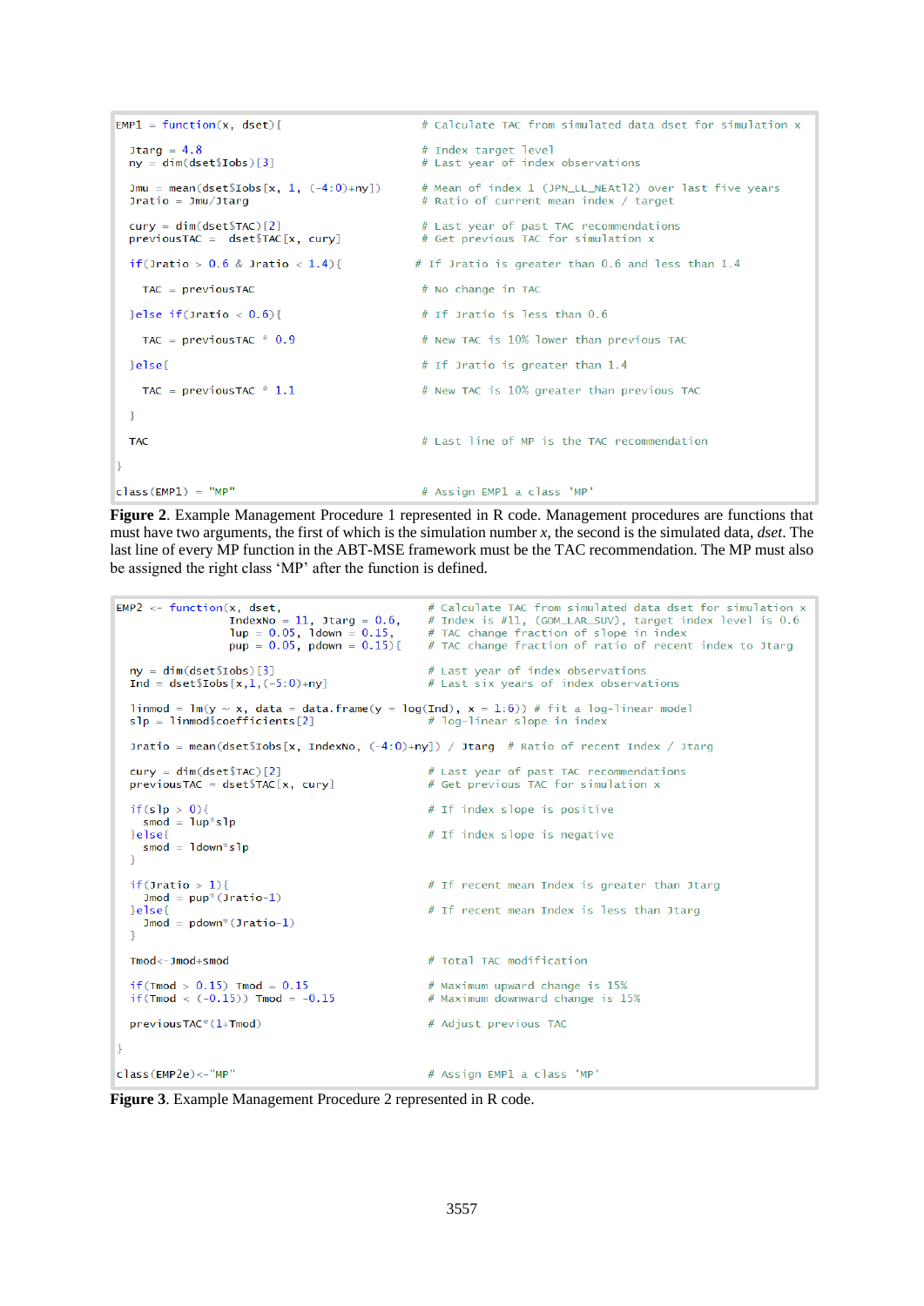```r
EMP1 = function(x, dset){                              # Calculate TAC from simulated data dset for simulation x

  Jtarg = 4.8                                          # Index target level
  ny = dim(dset$Iobs)[3]                               # Last year of index observations

  Jmu = mean(dset$Iobs[x, 1, (-4:0)+ny])               # Mean of index 1 (JPN_LL_NEAtl2) over last five years
  Jratio = Jmu/Jtarg                                   # Ratio of current mean index / target

  cury = dim(dset$TAC)[2]                              # Last year of past TAC recommendations
  previousTAC =  dset$TAC[x, cury]                     # Get previous TAC for simulation x

  if(Jratio > 0.6 & Jratio < 1.4){                    # If Jratio is greater than 0.6 and less than 1.4

    TAC = previousTAC                                  # No change in TAC

  }else if(Jratio < 0.6){                              # If Jratio is less than 0.6

    TAC = previousTAC * 0.9                            # New TAC is 10% lower than previous TAC

  }else{                                               # If Jratio is greater than 1.4

    TAC = previousTAC * 1.1                            # New TAC is 10% greater than previous TAC

  }

  TAC                                                  # Last line of MP is the TAC recommendation

}

class(EMP1) = "MP"                                     # Assign EMP1 a class 'MP'
```

**Figure 2**. Example Management Procedure 1 represented in R code. Management procedures are functions that must have two arguments, the first of which is the simulation number *x*, the second is the simulated data, *dset*. The last line of every MP function in the ABT-MSE framework must be the TAC recommendation. The MP must also be assigned the right class 'MP' after the function is defined.

```r
EMP2 <- function(x, dset,                               # Calculate TAC from simulated data dset for simulation x
                 IndexNo = 11, Jtarg = 0.6,             # Index is #11, (GOM_LAR_SUV), target index level is 0.6
                 lup = 0.05, ldown = 0.15,              # TAC change fraction of slope in index
                 pup = 0.05, pdown = 0.15){             # TAC change fraction of ratio of recent index to Jtarg

  ny = dim(dset$Iobs)[3]                                # Last year of index observations
  Ind = dset$Iobs[x,1,(-5:0)+ny]                        # Last six years of index observations

  linmod = lm(y ~ x, data = data.frame(y = log(Ind), x = 1:6)) # fit a log-linear model
  slp = linmod$coefficients[2]                          # log-linear slope in index

  Jratio = mean(dset$Iobs[x, IndexNo, (-4:0)+ny]) / Jtarg  # Ratio of recent Index / Jtarg

  cury = dim(dset$TAC)[2]                               # Last year of past TAC recommendations
  previousTAC = dset$TAC[x, cury]                       # Get previous TAC for simulation x

  if(slp > 0){                                          # If index slope is positive
    smod = lup*slp
  }else{                                                # If index slope is negative
    smod = ldown*slp
  }

  if(Jratio > 1){                                       # If recent mean Index is greater than Jtarg
    Jmod = pup*(Jratio-1)
  }else{                                                # If recent mean Index is less than Jtarg
    Jmod = pdown*(Jratio-1)
  }

  Tmod<-Jmod+smod                                       # Total TAC modification

  if(Tmod > 0.15) Tmod = 0.15                           # Maximum upward change is 15%
  if(Tmod < (-0.15)) Tmod = -0.15                       # Maximum downward change is 15%

  previousTAC*(1+Tmod)                                  # Adjust previous TAC

}

class(EMP2e)<-"MP"                                      # Assign EMP1 a class 'MP'
```

**Figure 3**. Example Management Procedure 2 represented in R code.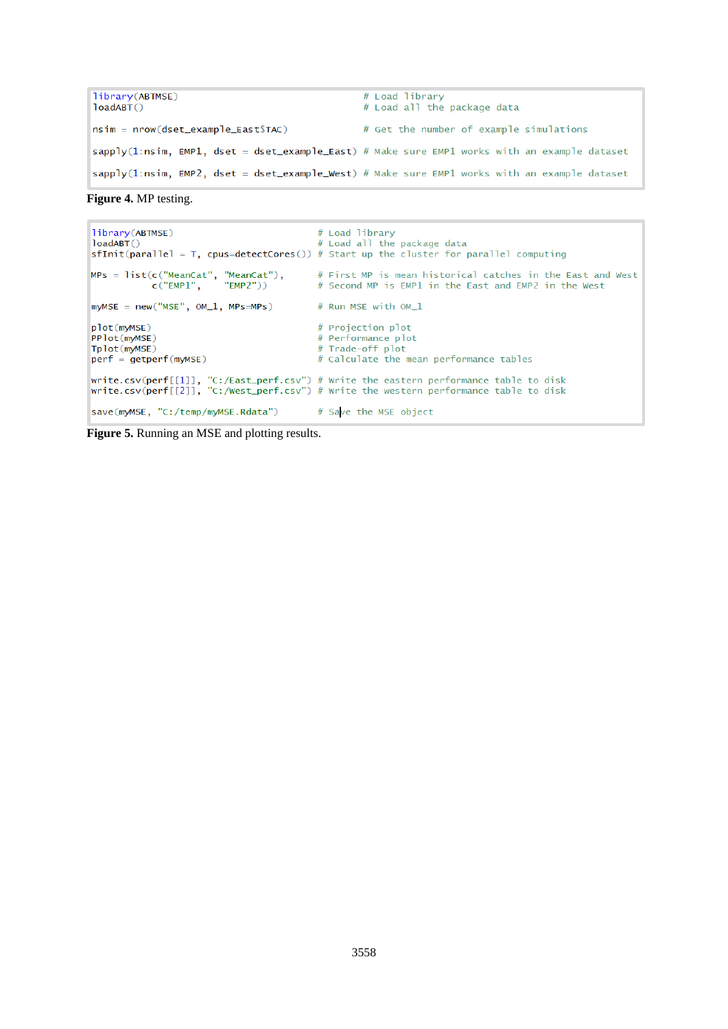```
library(ABTMSE)                                    # Load library
loadABT()                                          # Load all the package data

nsim = nrow(dset_example_East$TAC)                 # Get the number of example simulations

sapply(1:nsim, EMP1, dset = dset_example_East) # Make sure EMP1 works with an example dataset

sapply(1:nsim, EMP2, dset = dset_example_West) # Make sure EMP1 works with an example dataset
```

**Figure 4.** MP testing.

```
library(ABTMSE)                               # Load library
loadABT()                                     # Load all the package data
sfInit(parallel = T, cpus=detectCores()) # Start up the cluster for parallel computing

MPs = list(c("MeanCat", "MeanCat"),           # First MP is mean historical catches in the East and West
           c("EMP1",    "EMP2"))              # Second MP is EMP1 in the East and EMP2 in the West

myMSE = new("MSE", OM_1, MPs=MPs)             # Run MSE with OM_1

plot(myMSE)                                   # Projection plot
PPlot(myMSE)                                  # Performance plot
Tplot(myMSE)                                  # Trade-off plot
perf = getperf(myMSE)                         # Calculate the mean performance tables

write.csv(perf[[1]], "C:/East_perf.csv") # Write the eastern performance table to disk
write.csv(perf[[2]], "C:/West_perf.csv") # Write the western performance table to disk

save(myMSE, "C:/temp/myMSE.Rdata")            # Save the MSE object
```

**Figure 5.** Running an MSE and plotting results.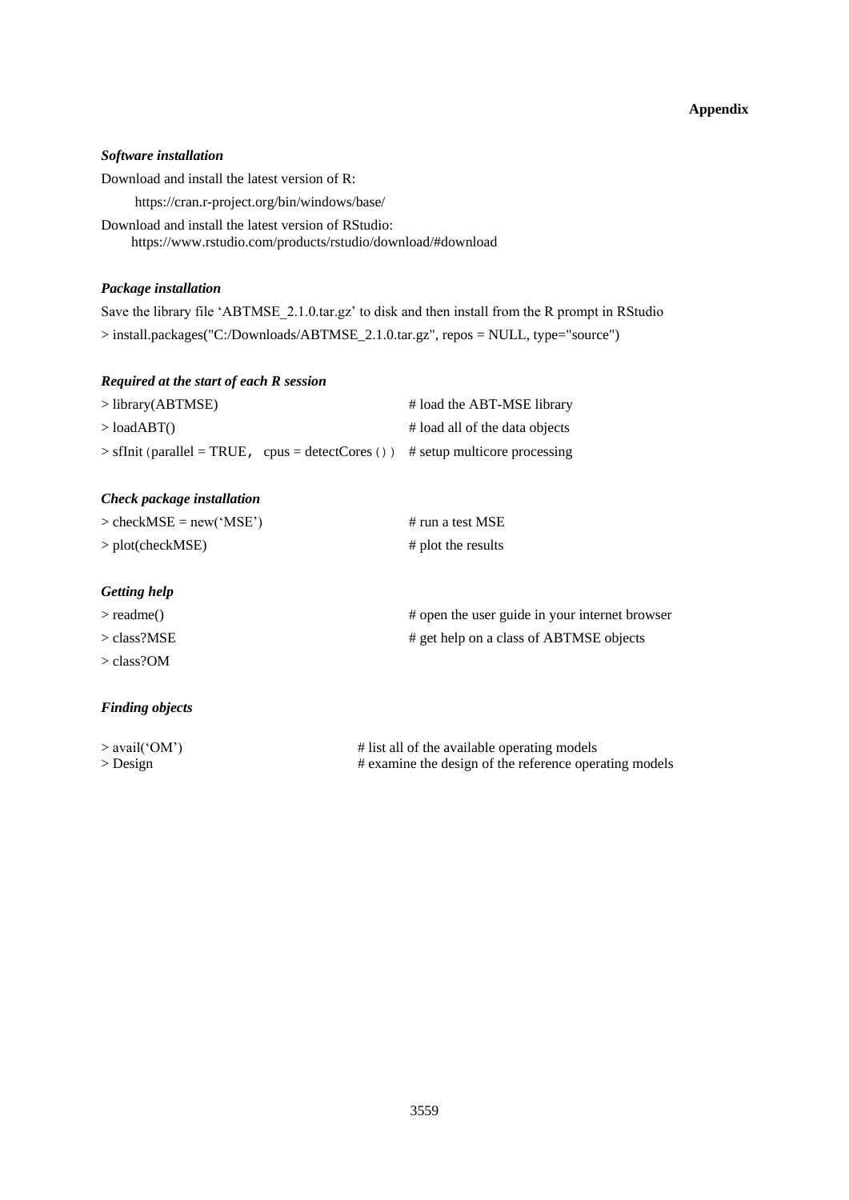**Appendix**

***Software installation***

Download and install the latest version of R:

https://cran.r-project.org/bin/windows/base/

Download and install the latest version of RStudio:
https://www.rstudio.com/products/rstudio/download/#download

***Package installation***

Save the library file 'ABTMSE_2.1.0.tar.gz' to disk and then install from the R prompt in RStudio

```
> install.packages("C:/Downloads/ABTMSE_2.1.0.tar.gz", repos = NULL, type="source")
```

***Required at the start of each R session***

```
> library(ABTMSE)                                   # load the ABT-MSE library
> loadABT()                                         # load all of the data objects
> sfInit（parallel = TRUE， cpus = detectCores（））  # setup multicore processing
```

***Check package installation***

```
> checkMSE = new('MSE')                             # run a test MSE
> plot(checkMSE)                                    # plot the results
```

***Getting help***

```
> readme()                                          # open the user guide in your internet browser
> class?MSE                                         # get help on a class of ABTMSE objects
> class?OM
```

***Finding objects***

```
> avail('OM')                              # list all of the available operating models
> Design                                   # examine the design of the reference operating models
```